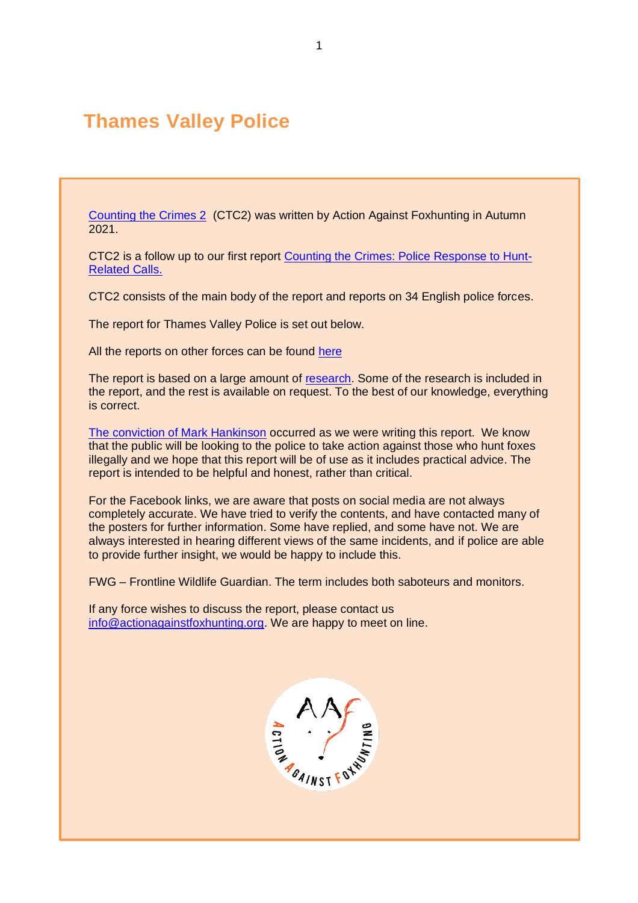# Thames Valley Police

Counting the Crimes 2 (CTC2) was written by Action Against Foxhunting in Autumn 2021.

CTC2 is a follow up to our first report Counting the Crimes: Police Response to Hunt-Related Calls.

CTC2 consists of the main body of the report and reports on 34 English police forces.

The report for Thames Valley Police is set out below.

All the reports on other forces can be found here

The report is based on a large amount of research. Some of the research is included in the report, and the rest is available on request. To the best of our knowledge, everything is correct.

The conviction of Mark Hankinson occurred as we were writing this report. We know that the public will be looking to the police to take action against those who hunt foxes illegally and we hope that this report will be of use as it includes practical advice. The report is intended to be helpful and honest, rather than critical.

For the Facebook links, we are aware that posts on social media are not always completely accurate. We have tried to verify the contents, and have contacted many of the posters for further information. Some have replied, and some have not. We are always interested in hearing different views of the same incidents, and if police are able to provide further insight, we would be happy to include this.

FWG – Frontline Wildlife Guardian. The term includes both saboteurs and monitors.

If any force wishes to discuss the report, please contact us info@actionagainstfoxhunting.org. We are happy to meet on line.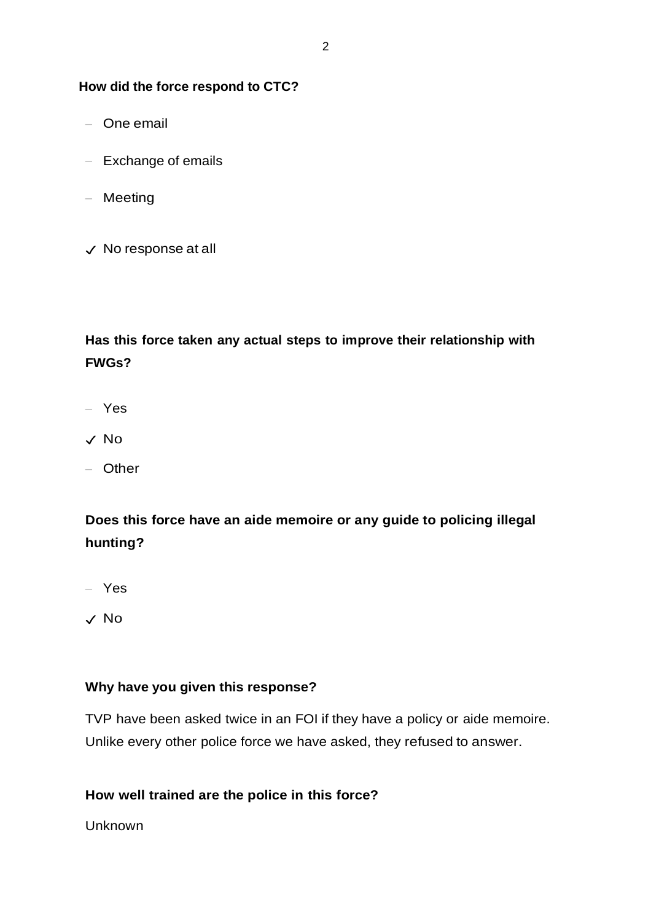**How did the force respond to CTC?**

- One email
- Exchange of emails
- Meeting
- ✓ No response at all

**Has this force taken any actual steps to improve their relationship with FWGs?**

- Yes
- ✓ No
- Other

**Does this force have an aide memoire or any guide to policing illegal hunting?**

- Yes
- ✓ No

**Why have you given this response?**

TVP have been asked twice in an FOI if they have a policy or aide memoire. Unlike every other police force we have asked, they refused to answer.

**How well trained are the police in this force?**

Unknown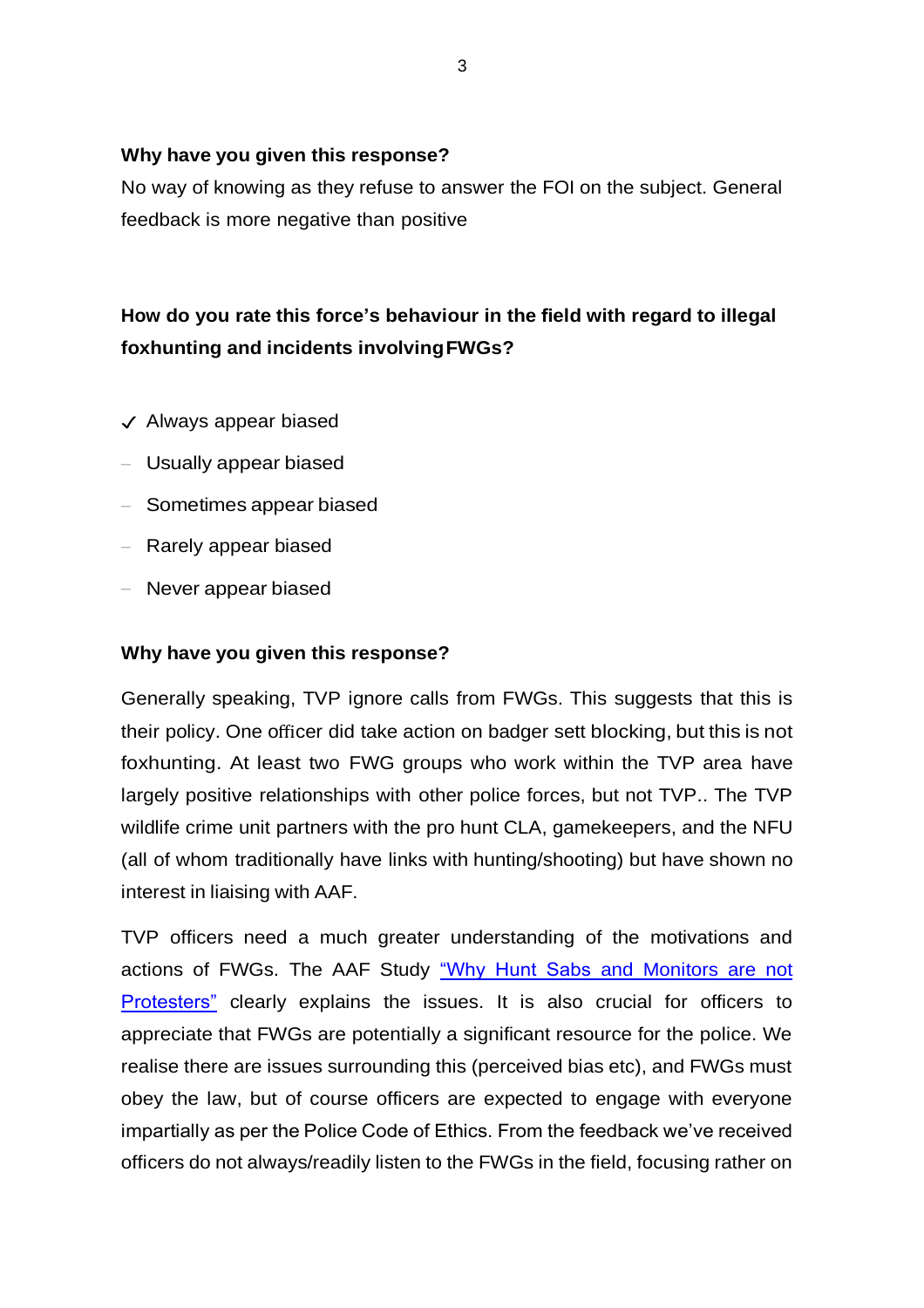**Why have you given this response?**

No way of knowing as they refuse to answer the FOI on the subject. General feedback is more negative than positive

**How do you rate this force's behaviour in the field with regard to illegal foxhunting and incidents involving FWGs?**

- ✓ Always appear biased
- – Usually appear biased
- – Sometimes appear biased
- – Rarely appear biased
- – Never appear biased

**Why have you given this response?**

Generally speaking, TVP ignore calls from FWGs. This suggests that this is their policy. One officer did take action on badger sett blocking, but this is not foxhunting. At least two FWG groups who work within the TVP area have largely positive relationships with other police forces, but not TVP.. The TVP wildlife crime unit partners with the pro hunt CLA, gamekeepers, and the NFU (all of whom traditionally have links with hunting/shooting) but have shown no interest in liaising with AAF.

TVP officers need a much greater understanding of the motivations and actions of FWGs. The AAF Study "Why Hunt Sabs and Monitors are not Protesters" clearly explains the issues. It is also crucial for officers to appreciate that FWGs are potentially a significant resource for the police. We realise there are issues surrounding this (perceived bias etc), and FWGs must obey the law, but of course officers are expected to engage with everyone impartially as per the Police Code of Ethics. From the feedback we've received officers do not always/readily listen to the FWGs in the field, focusing rather on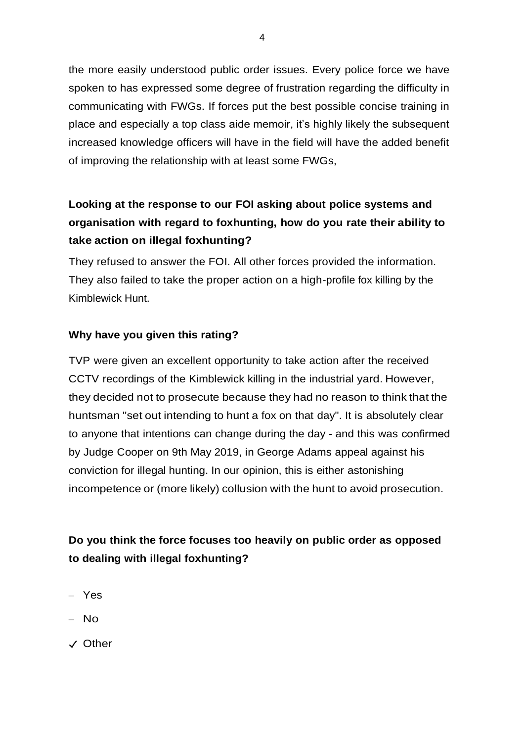the more easily understood public order issues. Every police force we have spoken to has expressed some degree of frustration regarding the difficulty in communicating with FWGs. If forces put the best possible concise training in place and especially a top class aide memoir, it's highly likely the subsequent increased knowledge officers will have in the field will have the added benefit of improving the relationship with at least some FWGs,

**Looking at the response to our FOI asking about police systems and organisation with regard to foxhunting, how do you rate their ability to take action on illegal foxhunting?**

They refused to answer the FOI. All other forces provided the information. They also failed to take the proper action on a high-profile fox killing by the Kimblewick Hunt.

**Why have you given this rating?**

TVP were given an excellent opportunity to take action after the received CCTV recordings of the Kimblewick killing in the industrial yard. However, they decided not to prosecute because they had no reason to think that the huntsman "set out intending to hunt a fox on that day". It is absolutely clear to anyone that intentions can change during the day - and this was confirmed by Judge Cooper on 9th May 2019, in George Adams appeal against his conviction for illegal hunting. In our opinion, this is either astonishing incompetence or (more likely) collusion with the hunt to avoid prosecution.

**Do you think the force focuses too heavily on public order as opposed to dealing with illegal foxhunting?**

- Yes
- No
- ✓ Other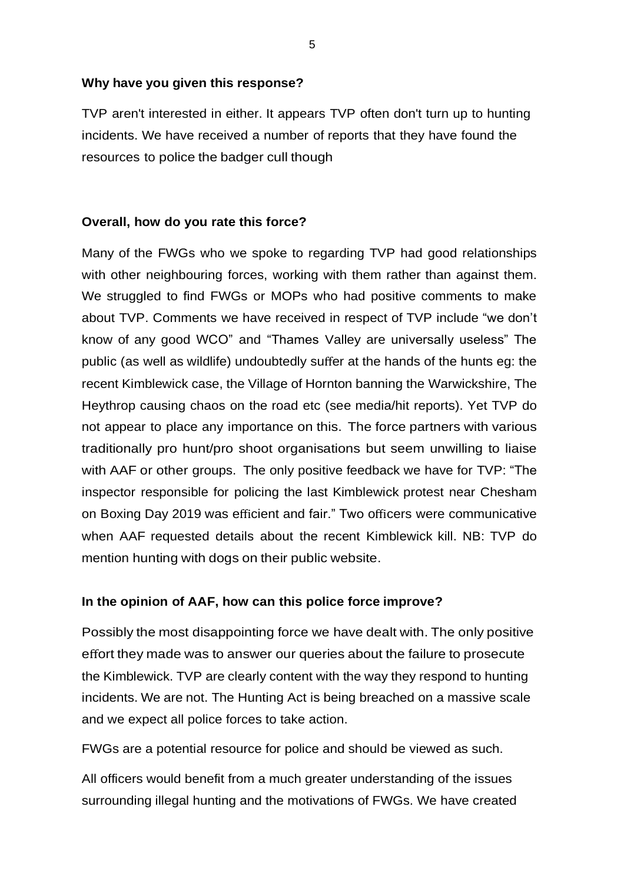**Why have you given this response?**

TVP aren't interested in either. It appears TVP often don't turn up to hunting incidents. We have received a number of reports that they have found the resources to police the badger cull though

**Overall, how do you rate this force?**

Many of the FWGs who we spoke to regarding TVP had good relationships with other neighbouring forces, working with them rather than against them. We struggled to find FWGs or MOPs who had positive comments to make about TVP. Comments we have received in respect of TVP include "we don't know of any good WCO" and "Thames Valley are universally useless" The public (as well as wildlife) undoubtedly suffer at the hands of the hunts eg: the recent Kimblewick case, the Village of Hornton banning the Warwickshire, The Heythrop causing chaos on the road etc (see media/hit reports). Yet TVP do not appear to place any importance on this. The force partners with various traditionally pro hunt/pro shoot organisations but seem unwilling to liaise with AAF or other groups. The only positive feedback we have for TVP: "The inspector responsible for policing the last Kimblewick protest near Chesham on Boxing Day 2019 was efficient and fair." Two officers were communicative when AAF requested details about the recent Kimblewick kill. NB: TVP do mention hunting with dogs on their public website.

**In the opinion of AAF, how can this police force improve?**

Possibly the most disappointing force we have dealt with. The only positive effort they made was to answer our queries about the failure to prosecute the Kimblewick. TVP are clearly content with the way they respond to hunting incidents. We are not. The Hunting Act is being breached on a massive scale and we expect all police forces to take action.

FWGs are a potential resource for police and should be viewed as such.

All officers would benefit from a much greater understanding of the issues surrounding illegal hunting and the motivations of FWGs. We have created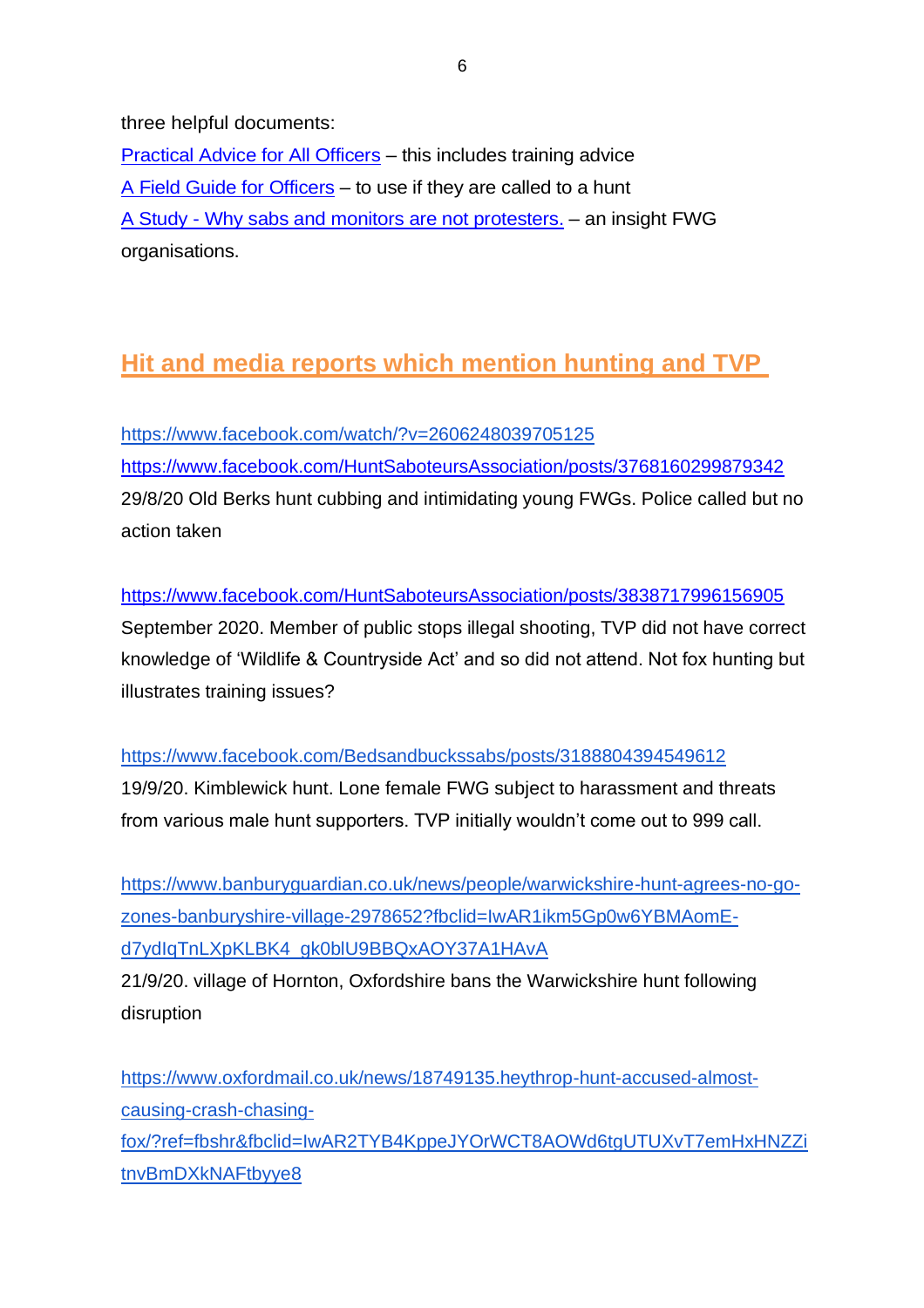three helpful documents:

[Practical Advice for All Officers](#) – this includes training advice

[A Field Guide for Officers](#) – to use if they are called to a hunt

[A Study - Why sabs and monitors are not protesters.](#) – an insight FWG organisations.

## Hit and media reports which mention hunting and TVP

https://www.facebook.com/watch/?v=2606248039705125

https://www.facebook.com/HuntSaboteursAssociation/posts/3768160299879342

29/8/20 Old Berks hunt cubbing and intimidating young FWGs. Police called but no action taken

https://www.facebook.com/HuntSaboteursAssociation/posts/3838717996156905

September 2020. Member of public stops illegal shooting, TVP did not have correct knowledge of 'Wildlife & Countryside Act' and so did not attend. Not fox hunting but illustrates training issues?

https://www.facebook.com/Bedsandbuckssabs/posts/3188804394549612

19/9/20. Kimblewick hunt. Lone female FWG subject to harassment and threats from various male hunt supporters. TVP initially wouldn't come out to 999 call.

https://www.banburyguardian.co.uk/news/people/warwickshire-hunt-agrees-no-go-zones-banburyshire-village-2978652?fbclid=IwAR1ikm5Gp0w6YBMAomE-d7ydIqTnLXpKLBK4_gk0blU9BBQxAOY37A1HAvA

21/9/20. village of Hornton, Oxfordshire bans the Warwickshire hunt following disruption

https://www.oxfordmail.co.uk/news/18749135.heythrop-hunt-accused-almost-causing-crash-chasing-fox/?ref=fbshr&fbclid=IwAR2TYB4KppeJYOrWCT8AOWd6tgUTUXvT7emHxHNZZitnvBmDXkNAFtbyye8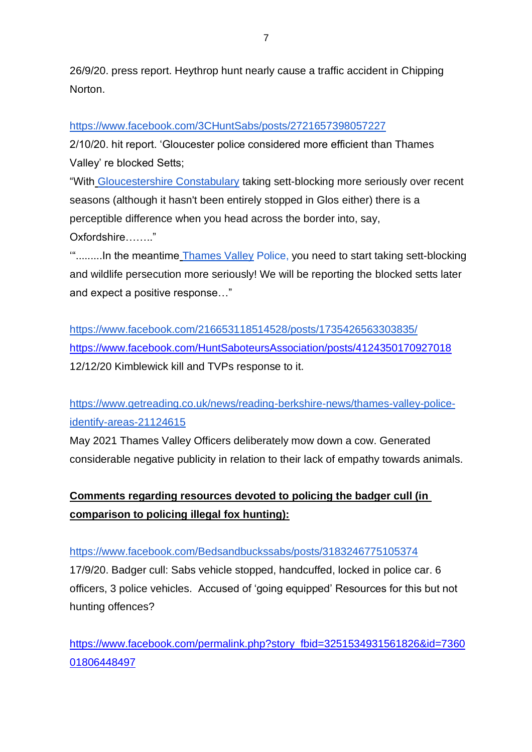26/9/20. press report. Heythrop hunt nearly cause a traffic accident in Chipping Norton.

https://www.facebook.com/3CHuntSabs/posts/2721657398057227
2/10/20. hit report. 'Gloucester police considered more efficient than Thames Valley' re blocked Setts;
"With Gloucestershire Constabulary taking sett-blocking more seriously over recent seasons (although it hasn't been entirely stopped in Glos either) there is a perceptible difference when you head across the border into, say, Oxfordshire…….."
'".........In the meantime Thames Valley Police, you need to start taking sett-blocking and wildlife persecution more seriously! We will be reporting the blocked setts later and expect a positive response…"

https://www.facebook.com/216653118514528/posts/1735426563303835/
https://www.facebook.com/HuntSaboteursAssociation/posts/4124350170927018
12/12/20 Kimblewick kill and TVPs response to it.

https://www.getreading.co.uk/news/reading-berkshire-news/thames-valley-police-identify-areas-21124615
May 2021 Thames Valley Officers deliberately mow down a cow. Generated considerable negative publicity in relation to their lack of empathy towards animals.

**Comments regarding resources devoted to policing the badger cull (in comparison to policing illegal fox hunting):**

https://www.facebook.com/Bedsandbuckssabs/posts/3183246775105374
17/9/20. Badger cull: Sabs vehicle stopped, handcuffed, locked in police car. 6 officers, 3 police vehicles. Accused of 'going equipped' Resources for this but not hunting offences?

https://www.facebook.com/permalink.php?story_fbid=3251534931561826&id=736001806448497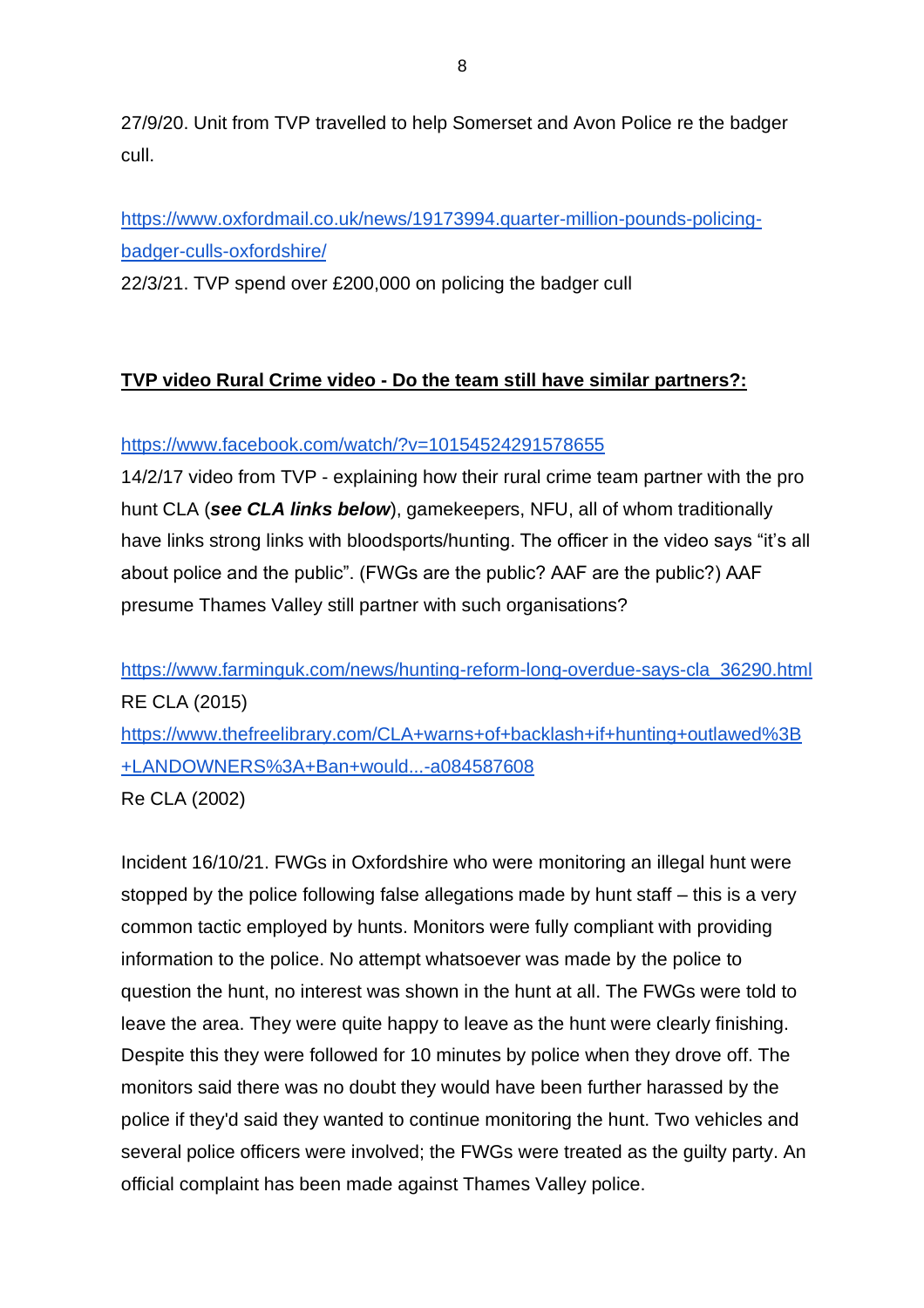27/9/20. Unit from TVP travelled to help Somerset and Avon Police re the badger cull.

[https://www.oxfordmail.co.uk/news/19173994.quarter-million-pounds-policing-badger-culls-oxfordshire/](https://www.oxfordmail.co.uk/news/19173994.quarter-million-pounds-policing-badger-culls-oxfordshire/)
22/3/21. TVP spend over £200,000 on policing the badger cull

**TVP video Rural Crime video - Do the team still have similar partners?:**

[https://www.facebook.com/watch/?v=10154524291578655](https://www.facebook.com/watch/?v=10154524291578655)
14/2/17 video from TVP - explaining how their rural crime team partner with the pro hunt CLA (***see CLA links below***), gamekeepers, NFU, all of whom traditionally have links strong links with bloodsports/hunting. The officer in the video says “it’s all about police and the public”. (FWGs are the public? AAF are the public?) AAF presume Thames Valley still partner with such organisations?

[https://www.farminguk.com/news/hunting-reform-long-overdue-says-cla_36290.html](https://www.farminguk.com/news/hunting-reform-long-overdue-says-cla_36290.html)
RE CLA (2015)
[https://www.thefreelibrary.com/CLA+warns+of+backlash+if+hunting+outlawed%3B+LANDOWNERS%3A+Ban+would...-a084587608](https://www.thefreelibrary.com/CLA+warns+of+backlash+if+hunting+outlawed%3B+LANDOWNERS%3A+Ban+would...-a084587608)
Re CLA (2002)

Incident 16/10/21. FWGs in Oxfordshire who were monitoring an illegal hunt were stopped by the police following false allegations made by hunt staff – this is a very common tactic employed by hunts. Monitors were fully compliant with providing information to the police. No attempt whatsoever was made by the police to question the hunt, no interest was shown in the hunt at all. The FWGs were told to leave the area. They were quite happy to leave as the hunt were clearly finishing. Despite this they were followed for 10 minutes by police when they drove off. The monitors said there was no doubt they would have been further harassed by the police if they'd said they wanted to continue monitoring the hunt. Two vehicles and several police officers were involved; the FWGs were treated as the guilty party. An official complaint has been made against Thames Valley police.